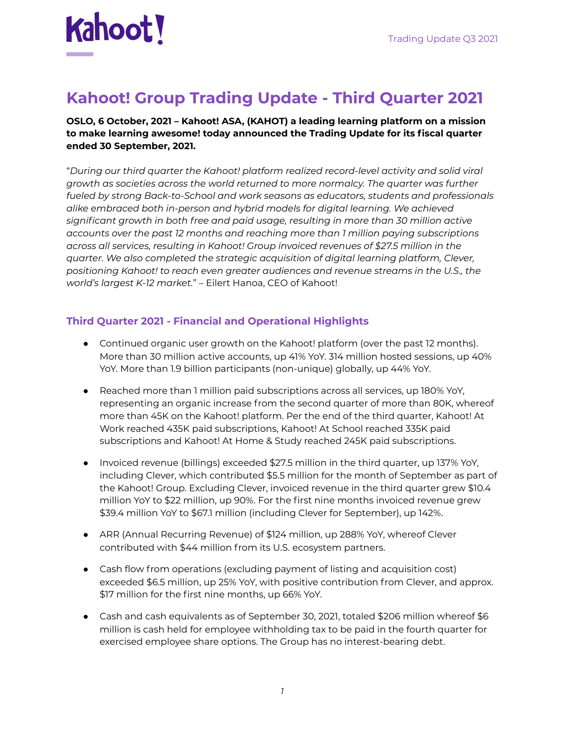# Kahoot! Group Trading Update - Third Quarter 2021

**OSLO, 6 October, 2021 – Kahoot! ASA, (KAHOT) a leading learning platform on a mission to make learning awesome! today announced the Trading Update for its fiscal quarter ended 30 September, 2021.**

"*During our third quarter the Kahoot! platform realized record-level activity and solid viral growth as societies across the world returned to more normalcy. The quarter was further fueled by strong Back-to-School and work seasons as educators, students and professionals alike embraced both in-person and hybrid models for digital learning. We achieved significant growth in both free and paid usage, resulting in more than 30 million active accounts over the past 12 months and reaching more than 1 million paying subscriptions across all services, resulting in Kahoot! Group invoiced revenues of $27.5 million in the quarter. We also completed the strategic acquisition of digital learning platform, Clever, positioning Kahoot! to reach even greater audiences and revenue streams in the U.S., the world's largest K-12 market.*" – Eilert Hanoa, CEO of Kahoot!

## Third Quarter 2021 - Financial and Operational Highlights

- Continued organic user growth on the Kahoot! platform (over the past 12 months). More than 30 million active accounts, up 41% YoY. 314 million hosted sessions, up 40% YoY. More than 1.9 billion participants (non-unique) globally, up 44% YoY.
- Reached more than 1 million paid subscriptions across all services, up 180% YoY, representing an organic increase from the second quarter of more than 80K, whereof more than 45K on the Kahoot! platform. Per the end of the third quarter, Kahoot! At Work reached 435K paid subscriptions, Kahoot! At School reached 335K paid subscriptions and Kahoot! At Home & Study reached 245K paid subscriptions.
- Invoiced revenue (billings) exceeded $27.5 million in the third quarter, up 137% YoY, including Clever, which contributed $5.5 million for the month of September as part of the Kahoot! Group. Excluding Clever, invoiced revenue in the third quarter grew $10.4 million YoY to $22 million, up 90%. For the first nine months invoiced revenue grew $39.4 million YoY to $67.1 million (including Clever for September), up 142%.
- ARR (Annual Recurring Revenue) of $124 million, up 288% YoY, whereof Clever contributed with $44 million from its U.S. ecosystem partners.
- Cash flow from operations (excluding payment of listing and acquisition cost) exceeded $6.5 million, up 25% YoY, with positive contribution from Clever, and approx. $17 million for the first nine months, up 66% YoY.
- Cash and cash equivalents as of September 30, 2021, totaled $206 million whereof $6 million is cash held for employee withholding tax to be paid in the fourth quarter for exercised employee share options. The Group has no interest-bearing debt.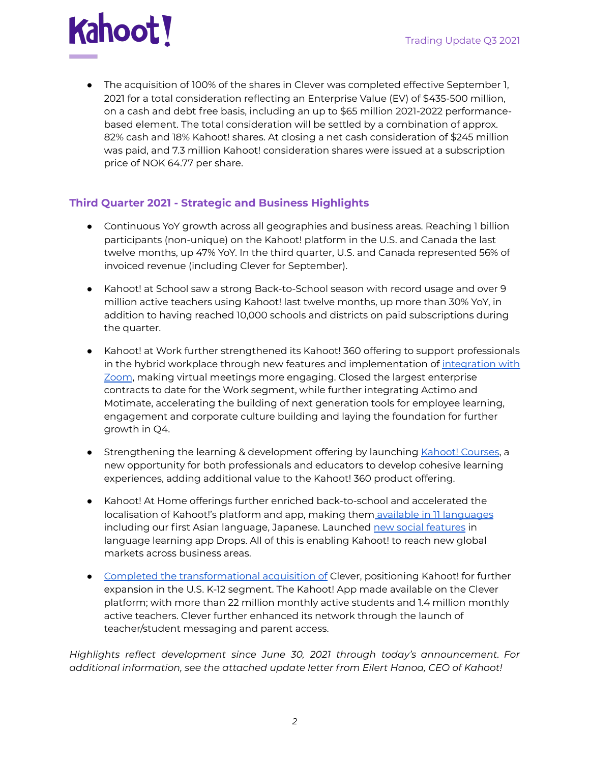- The acquisition of 100% of the shares in Clever was completed effective September 1, 2021 for a total consideration reflecting an Enterprise Value (EV) of $435-500 million, on a cash and debt free basis, including an up to $65 million 2021-2022 performance-based element. The total consideration will be settled by a combination of approx. 82% cash and 18% Kahoot! shares. At closing a net cash consideration of $245 million was paid, and 7.3 million Kahoot! consideration shares were issued at a subscription price of NOK 64.77 per share.

## Third Quarter 2021 - Strategic and Business Highlights

- Continuous YoY growth across all geographies and business areas. Reaching 1 billion participants (non-unique) on the Kahoot! platform in the U.S. and Canada the last twelve months, up 47% YoY. In the third quarter, U.S. and Canada represented 56% of invoiced revenue (including Clever for September).

- Kahoot! at School saw a strong Back-to-School season with record usage and over 9 million active teachers using Kahoot! last twelve months, up more than 30% YoY, in addition to having reached 10,000 schools and districts on paid subscriptions during the quarter.

- Kahoot! at Work further strengthened its Kahoot! 360 offering to support professionals in the hybrid workplace through new features and implementation of integration with Zoom, making virtual meetings more engaging. Closed the largest enterprise contracts to date for the Work segment, while further integrating Actimo and Motimate, accelerating the building of next generation tools for employee learning, engagement and corporate culture building and laying the foundation for further growth in Q4.

- Strengthening the learning & development offering by launching Kahoot! Courses, a new opportunity for both professionals and educators to develop cohesive learning experiences, adding additional value to the Kahoot! 360 product offering.

- Kahoot! At Home offerings further enriched back-to-school and accelerated the localisation of Kahoot!'s platform and app, making them available in 11 languages including our first Asian language, Japanese. Launched new social features in language learning app Drops. All of this is enabling Kahoot! to reach new global markets across business areas.

- Completed the transformational acquisition of Clever, positioning Kahoot! for further expansion in the U.S. K-12 segment. The Kahoot! App made available on the Clever platform; with more than 22 million monthly active students and 1.4 million monthly active teachers. Clever further enhanced its network through the launch of teacher/student messaging and parent access.

*Highlights reflect development since June 30, 2021 through today's announcement. For additional information, see the attached update letter from Eilert Hanoa, CEO of Kahoot!*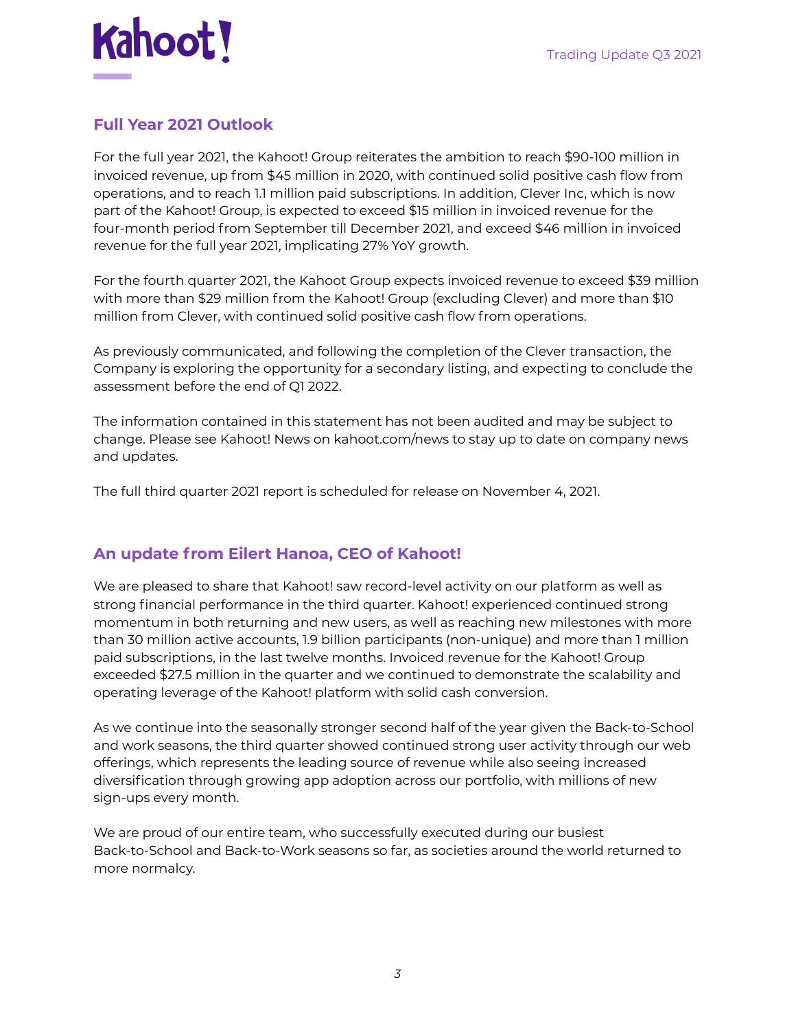## Full Year 2021 Outlook

For the full year 2021, the Kahoot! Group reiterates the ambition to reach $90-100 million in invoiced revenue, up from $45 million in 2020, with continued solid positive cash flow from operations, and to reach 1.1 million paid subscriptions. In addition, Clever Inc, which is now part of the Kahoot! Group, is expected to exceed $15 million in invoiced revenue for the four-month period from September till December 2021, and exceed $46 million in invoiced revenue for the full year 2021, implicating 27% YoY growth.

For the fourth quarter 2021, the Kahoot Group expects invoiced revenue to exceed $39 million with more than $29 million from the Kahoot! Group (excluding Clever) and more than $10 million from Clever, with continued solid positive cash flow from operations.

As previously communicated, and following the completion of the Clever transaction, the Company is exploring the opportunity for a secondary listing, and expecting to conclude the assessment before the end of Q1 2022.

The information contained in this statement has not been audited and may be subject to change. Please see Kahoot! News on kahoot.com/news to stay up to date on company news and updates.

The full third quarter 2021 report is scheduled for release on November 4, 2021.

## An update from Eilert Hanoa, CEO of Kahoot!

We are pleased to share that Kahoot! saw record-level activity on our platform as well as strong financial performance in the third quarter. Kahoot! experienced continued strong momentum in both returning and new users, as well as reaching new milestones with more than 30 million active accounts, 1.9 billion participants (non-unique) and more than 1 million paid subscriptions, in the last twelve months. Invoiced revenue for the Kahoot! Group exceeded $27.5 million in the quarter and we continued to demonstrate the scalability and operating leverage of the Kahoot! platform with solid cash conversion.

As we continue into the seasonally stronger second half of the year given the Back-to-School and work seasons, the third quarter showed continued strong user activity through our web offerings, which represents the leading source of revenue while also seeing increased diversification through growing app adoption across our portfolio, with millions of new sign-ups every month.

We are proud of our entire team, who successfully executed during our busiest Back-to-School and Back-to-Work seasons so far, as societies around the world returned to more normalcy.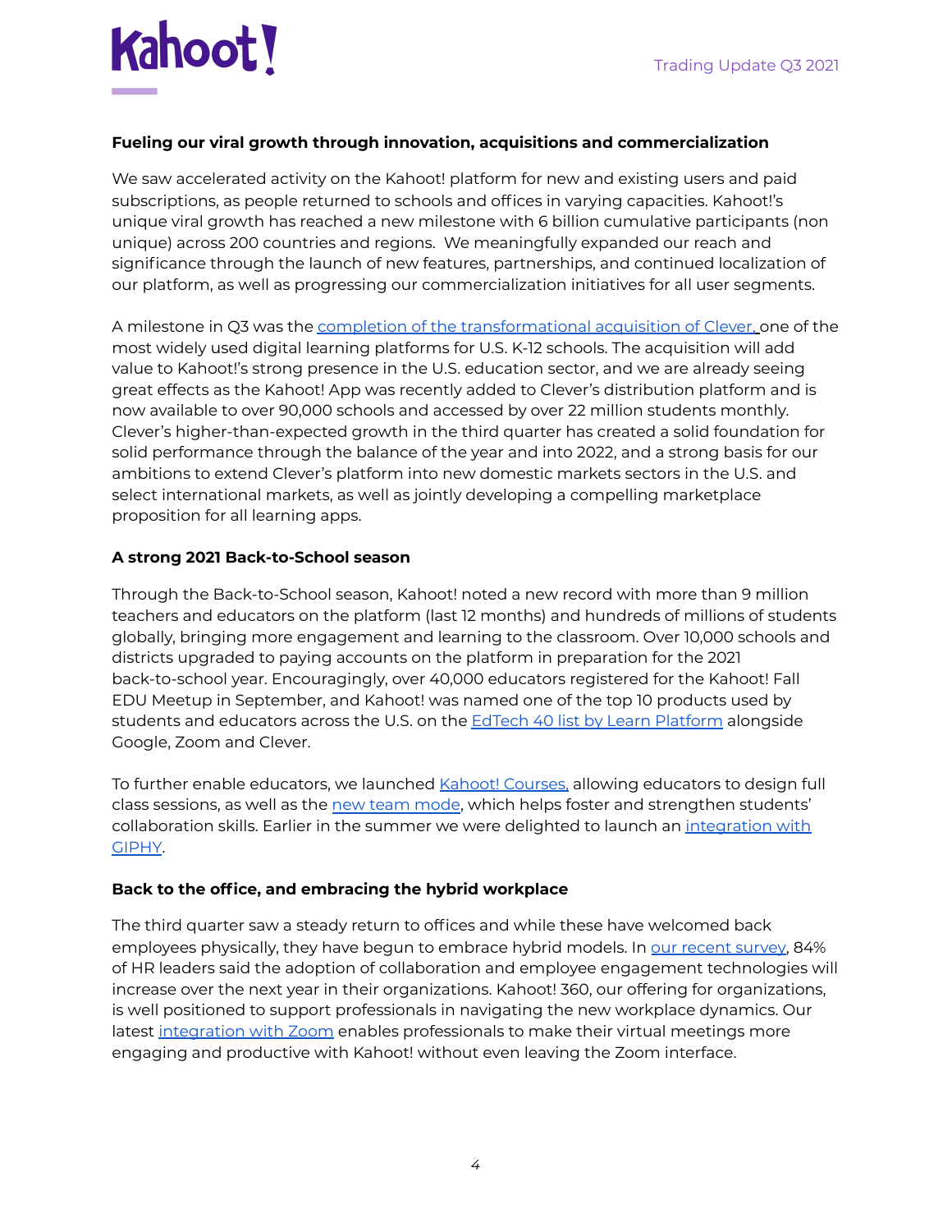### Fueling our viral growth through innovation, acquisitions and commercialization

We saw accelerated activity on the Kahoot! platform for new and existing users and paid subscriptions, as people returned to schools and offices in varying capacities. Kahoot!'s unique viral growth has reached a new milestone with 6 billion cumulative participants (non unique) across 200 countries and regions. We meaningfully expanded our reach and significance through the launch of new features, partnerships, and continued localization of our platform, as well as progressing our commercialization initiatives for all user segments.

A milestone in Q3 was the completion of the transformational acquisition of Clever, one of the most widely used digital learning platforms for U.S. K-12 schools. The acquisition will add value to Kahoot!'s strong presence in the U.S. education sector, and we are already seeing great effects as the Kahoot! App was recently added to Clever's distribution platform and is now available to over 90,000 schools and accessed by over 22 million students monthly. Clever's higher-than-expected growth in the third quarter has created a solid foundation for solid performance through the balance of the year and into 2022, and a strong basis for our ambitions to extend Clever's platform into new domestic markets sectors in the U.S. and select international markets, as well as jointly developing a compelling marketplace proposition for all learning apps.

### A strong 2021 Back-to-School season

Through the Back-to-School season, Kahoot! noted a new record with more than 9 million teachers and educators on the platform (last 12 months) and hundreds of millions of students globally, bringing more engagement and learning to the classroom. Over 10,000 schools and districts upgraded to paying accounts on the platform in preparation for the 2021 back-to-school year. Encouragingly, over 40,000 educators registered for the Kahoot! Fall EDU Meetup in September, and Kahoot! was named one of the top 10 products used by students and educators across the U.S. on the EdTech 40 list by Learn Platform alongside Google, Zoom and Clever.

To further enable educators, we launched Kahoot! Courses, allowing educators to design full class sessions, as well as the new team mode, which helps foster and strengthen students' collaboration skills. Earlier in the summer we were delighted to launch an integration with GIPHY.

### Back to the office, and embracing the hybrid workplace

The third quarter saw a steady return to offices and while these have welcomed back employees physically, they have begun to embrace hybrid models. In our recent survey, 84% of HR leaders said the adoption of collaboration and employee engagement technologies will increase over the next year in their organizations. Kahoot! 360, our offering for organizations, is well positioned to support professionals in navigating the new workplace dynamics. Our latest integration with Zoom enables professionals to make their virtual meetings more engaging and productive with Kahoot! without even leaving the Zoom interface.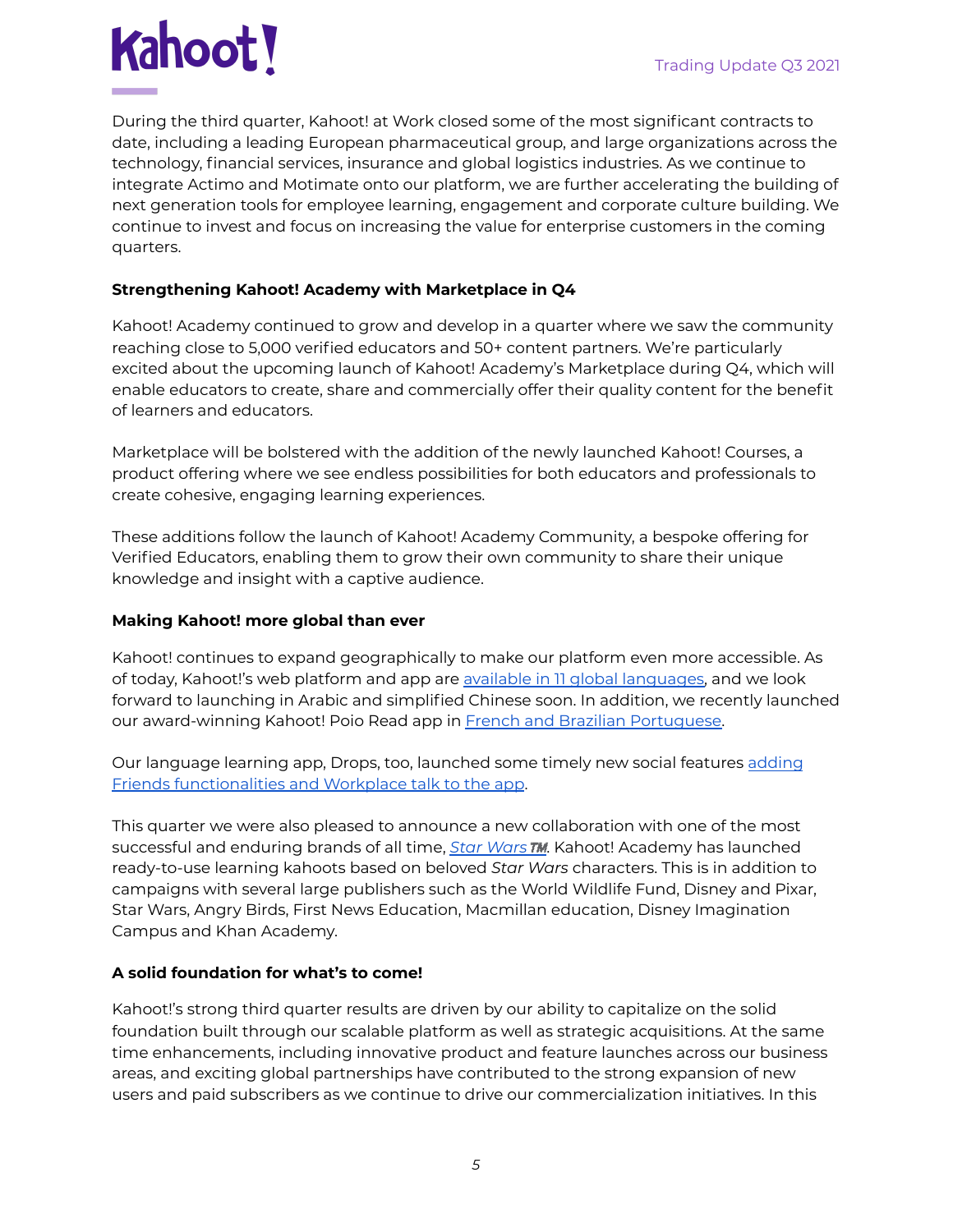During the third quarter, Kahoot! at Work closed some of the most significant contracts to date, including a leading European pharmaceutical group, and large organizations across the technology, financial services, insurance and global logistics industries. As we continue to integrate Actimo and Motimate onto our platform, we are further accelerating the building of next generation tools for employee learning, engagement and corporate culture building. We continue to invest and focus on increasing the value for enterprise customers in the coming quarters.

**Strengthening Kahoot! Academy with Marketplace in Q4**

Kahoot! Academy continued to grow and develop in a quarter where we saw the community reaching close to 5,000 verified educators and 50+ content partners. We're particularly excited about the upcoming launch of Kahoot! Academy's Marketplace during Q4, which will enable educators to create, share and commercially offer their quality content for the benefit of learners and educators.

Marketplace will be bolstered with the addition of the newly launched Kahoot! Courses, a product offering where we see endless possibilities for both educators and professionals to create cohesive, engaging learning experiences.

These additions follow the launch of Kahoot! Academy Community, a bespoke offering for Verified Educators, enabling them to grow their own community to share their unique knowledge and insight with a captive audience.

**Making Kahoot! more global than ever**

Kahoot! continues to expand geographically to make our platform even more accessible. As of today, Kahoot!'s web platform and app are available in 11 global languages, and we look forward to launching in Arabic and simplified Chinese soon. In addition, we recently launched our award-winning Kahoot! Poio Read app in French and Brazilian Portuguese.

Our language learning app, Drops, too, launched some timely new social features adding Friends functionalities and Workplace talk to the app.

This quarter we were also pleased to announce a new collaboration with one of the most successful and enduring brands of all time, *Star Wars™*. Kahoot! Academy has launched ready-to-use learning kahoots based on beloved *Star Wars* characters. This is in addition to campaigns with several large publishers such as the World Wildlife Fund, Disney and Pixar, Star Wars, Angry Birds, First News Education, Macmillan education, Disney Imagination Campus and Khan Academy.

**A solid foundation for what's to come!**

Kahoot!'s strong third quarter results are driven by our ability to capitalize on the solid foundation built through our scalable platform as well as strategic acquisitions. At the same time enhancements, including innovative product and feature launches across our business areas, and exciting global partnerships have contributed to the strong expansion of new users and paid subscribers as we continue to drive our commercialization initiatives. In this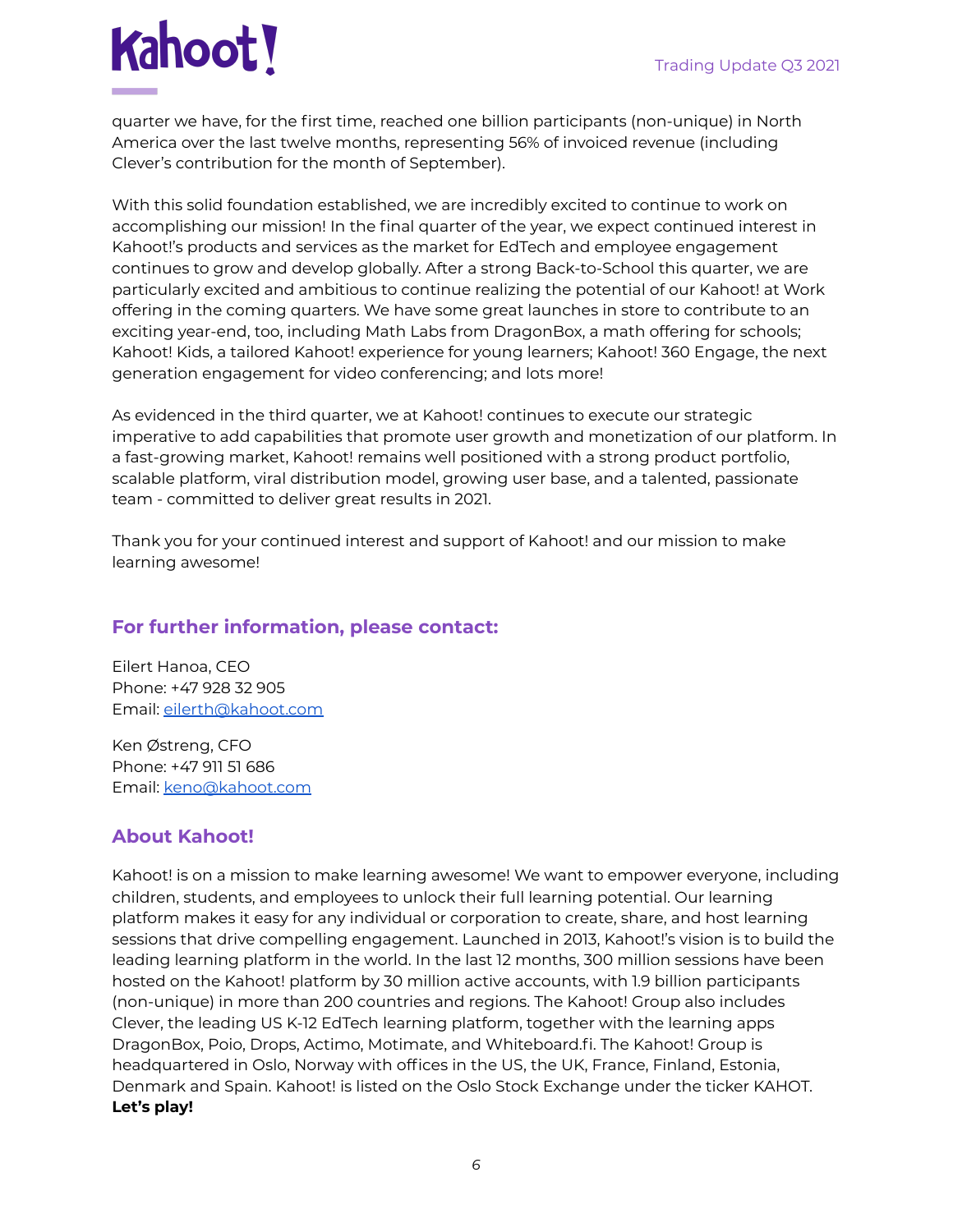quarter we have, for the first time, reached one billion participants (non-unique) in North America over the last twelve months, representing 56% of invoiced revenue (including Clever's contribution for the month of September).

With this solid foundation established, we are incredibly excited to continue to work on accomplishing our mission! In the final quarter of the year, we expect continued interest in Kahoot!'s products and services as the market for EdTech and employee engagement continues to grow and develop globally. After a strong Back-to-School this quarter, we are particularly excited and ambitious to continue realizing the potential of our Kahoot! at Work offering in the coming quarters. We have some great launches in store to contribute to an exciting year-end, too, including Math Labs from DragonBox, a math offering for schools; Kahoot! Kids, a tailored Kahoot! experience for young learners; Kahoot! 360 Engage, the next generation engagement for video conferencing; and lots more!

As evidenced in the third quarter, we at Kahoot! continues to execute our strategic imperative to add capabilities that promote user growth and monetization of our platform. In a fast-growing market, Kahoot! remains well positioned with a strong product portfolio, scalable platform, viral distribution model, growing user base, and a talented, passionate team - committed to deliver great results in 2021.

Thank you for your continued interest and support of Kahoot! and our mission to make learning awesome!

## For further information, please contact:

Eilert Hanoa, CEO
Phone: +47 928 32 905
Email: eilerth@kahoot.com

Ken Østreng, CFO
Phone: +47 911 51 686
Email: keno@kahoot.com

## About Kahoot!

Kahoot! is on a mission to make learning awesome! We want to empower everyone, including children, students, and employees to unlock their full learning potential. Our learning platform makes it easy for any individual or corporation to create, share, and host learning sessions that drive compelling engagement. Launched in 2013, Kahoot!'s vision is to build the leading learning platform in the world. In the last 12 months, 300 million sessions have been hosted on the Kahoot! platform by 30 million active accounts, with 1.9 billion participants (non-unique) in more than 200 countries and regions. The Kahoot! Group also includes Clever, the leading US K-12 EdTech learning platform, together with the learning apps DragonBox, Poio, Drops, Actimo, Motimate, and Whiteboard.fi. The Kahoot! Group is headquartered in Oslo, Norway with offices in the US, the UK, France, Finland, Estonia, Denmark and Spain. Kahoot! is listed on the Oslo Stock Exchange under the ticker KAHOT. **Let's play!**